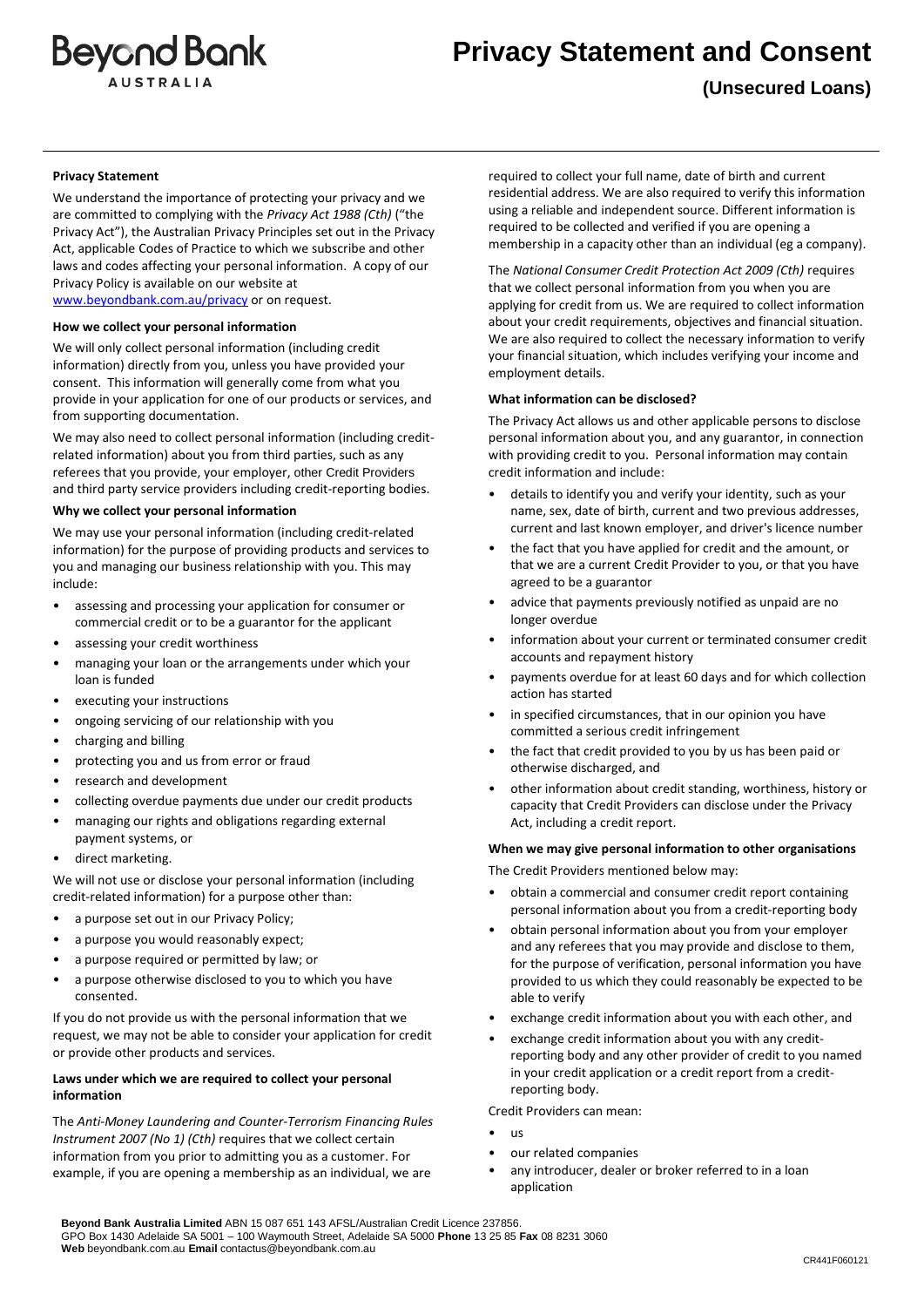Beyond Bank AUSTRALIA

# Privacy Statement and Consent

## (Unsecured Loans)

**Privacy Statement**

We understand the importance of protecting your privacy and we are committed to complying with the *Privacy Act 1988 (Cth)* ("the Privacy Act"), the Australian Privacy Principles set out in the Privacy Act, applicable Codes of Practice to which we subscribe and other laws and codes affecting your personal information. A copy of our Privacy Policy is available on our website at www.beyondbank.com.au/privacy or on request.

**How we collect your personal information**

We will only collect personal information (including credit information) directly from you, unless you have provided your consent. This information will generally come from what you provide in your application for one of our products or services, and from supporting documentation.

We may also need to collect personal information (including credit-related information) about you from third parties, such as any referees that you provide, your employer, other Credit Providers and third party service providers including credit-reporting bodies.

**Why we collect your personal information**

We may use your personal information (including credit-related information) for the purpose of providing products and services to you and managing our business relationship with you. This may include:

- assessing and processing your application for consumer or commercial credit or to be a guarantor for the applicant
- assessing your credit worthiness
- managing your loan or the arrangements under which your loan is funded
- executing your instructions
- ongoing servicing of our relationship with you
- charging and billing
- protecting you and us from error or fraud
- research and development
- collecting overdue payments due under our credit products
- managing our rights and obligations regarding external payment systems, or
- direct marketing.

We will not use or disclose your personal information (including credit-related information) for a purpose other than:

- a purpose set out in our Privacy Policy;
- a purpose you would reasonably expect;
- a purpose required or permitted by law; or
- a purpose otherwise disclosed to you to which you have consented.

If you do not provide us with the personal information that we request, we may not be able to consider your application for credit or provide other products and services.

**Laws under which we are required to collect your personal information**

The *Anti-Money Laundering and Counter-Terrorism Financing Rules Instrument 2007 (No 1) (Cth)* requires that we collect certain information from you prior to admitting you as a customer. For example, if you are opening a membership as an individual, we are required to collect your full name, date of birth and current residential address. We are also required to verify this information using a reliable and independent source. Different information is required to be collected and verified if you are opening a membership in a capacity other than an individual (eg a company).

The *National Consumer Credit Protection Act 2009 (Cth)* requires that we collect personal information from you when you are applying for credit from us. We are required to collect information about your credit requirements, objectives and financial situation. We are also required to collect the necessary information to verify your financial situation, which includes verifying your income and employment details.

**What information can be disclosed?**

The Privacy Act allows us and other applicable persons to disclose personal information about you, and any guarantor, in connection with providing credit to you. Personal information may contain credit information and include:

- details to identify you and verify your identity, such as your name, sex, date of birth, current and two previous addresses, current and last known employer, and driver's licence number
- the fact that you have applied for credit and the amount, or that we are a current Credit Provider to you, or that you have agreed to be a guarantor
- advice that payments previously notified as unpaid are no longer overdue
- information about your current or terminated consumer credit accounts and repayment history
- payments overdue for at least 60 days and for which collection action has started
- in specified circumstances, that in our opinion you have committed a serious credit infringement
- the fact that credit provided to you by us has been paid or otherwise discharged, and
- other information about credit standing, worthiness, history or capacity that Credit Providers can disclose under the Privacy Act, including a credit report.

**When we may give personal information to other organisations**

The Credit Providers mentioned below may:

- obtain a commercial and consumer credit report containing personal information about you from a credit-reporting body
- obtain personal information about you from your employer and any referees that you may provide and disclose to them, for the purpose of verification, personal information you have provided to us which they could reasonably be expected to be able to verify
- exchange credit information about you with each other, and
- exchange credit information about you with any credit-reporting body and any other provider of credit to you named in your credit application or a credit report from a credit-reporting body.

Credit Providers can mean:

- us
- our related companies
- any introducer, dealer or broker referred to in a loan application

**Beyond Bank Australia Limited** ABN 15 087 651 143 AFSL/Australian Credit Licence 237856.
GPO Box 1430 Adelaide SA 5001 – 100 Waymouth Street, Adelaide SA 5000 **Phone** 13 25 85 **Fax** 08 8231 3060
**Web** beyondbank.com.au **Email** contactus@beyondbank.com.au

CR441F060121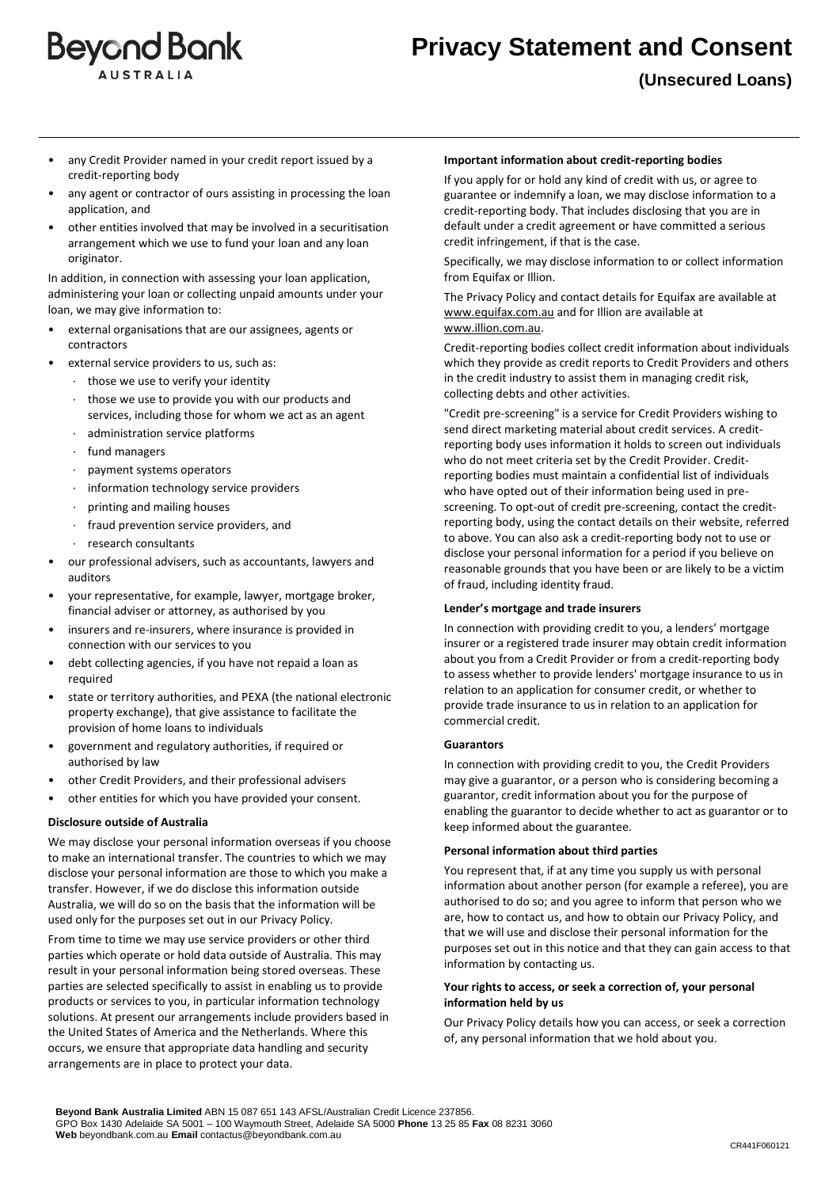- any Credit Provider named in your credit report issued by a credit-reporting body
- any agent or contractor of ours assisting in processing the loan application, and
- other entities involved that may be involved in a securitisation arrangement which we use to fund your loan and any loan originator.

In addition, in connection with assessing your loan application, administering your loan or collecting unpaid amounts under your loan, we may give information to:

- external organisations that are our assignees, agents or contractors
- external service providers to us, such as:
  - those we use to verify your identity
  - those we use to provide you with our products and services, including those for whom we act as an agent
  - administration service platforms
  - fund managers
  - payment systems operators
  - information technology service providers
  - printing and mailing houses
  - fraud prevention service providers, and
  - research consultants
- our professional advisers, such as accountants, lawyers and auditors
- your representative, for example, lawyer, mortgage broker, financial adviser or attorney, as authorised by you
- insurers and re-insurers, where insurance is provided in connection with our services to you
- debt collecting agencies, if you have not repaid a loan as required
- state or territory authorities, and PEXA (the national electronic property exchange), that give assistance to facilitate the provision of home loans to individuals
- government and regulatory authorities, if required or authorised by law
- other Credit Providers, and their professional advisers
- other entities for which you have provided your consent.

**Disclosure outside of Australia**

We may disclose your personal information overseas if you choose to make an international transfer. The countries to which we may disclose your personal information are those to which you make a transfer. However, if we do disclose this information outside Australia, we will do so on the basis that the information will be used only for the purposes set out in our Privacy Policy.

From time to time we may use service providers or other third parties which operate or hold data outside of Australia. This may result in your personal information being stored overseas. These parties are selected specifically to assist in enabling us to provide products or services to you, in particular information technology solutions. At present our arrangements include providers based in the United States of America and the Netherlands. Where this occurs, we ensure that appropriate data handling and security arrangements are in place to protect your data.

**Important information about credit-reporting bodies**

If you apply for or hold any kind of credit with us, or agree to guarantee or indemnify a loan, we may disclose information to a credit-reporting body. That includes disclosing that you are in default under a credit agreement or have committed a serious credit infringement, if that is the case.

Specifically, we may disclose information to or collect information from Equifax or Illion.

The Privacy Policy and contact details for Equifax are available at www.equifax.com.au and for Illion are available at www.illion.com.au.

Credit-reporting bodies collect credit information about individuals which they provide as credit reports to Credit Providers and others in the credit industry to assist them in managing credit risk, collecting debts and other activities.

"Credit pre-screening" is a service for Credit Providers wishing to send direct marketing material about credit services. A credit-reporting body uses information it holds to screen out individuals who do not meet criteria set by the Credit Provider. Credit-reporting bodies must maintain a confidential list of individuals who have opted out of their information being used in pre-screening. To opt-out of credit pre-screening, contact the credit-reporting body, using the contact details on their website, referred to above. You can also ask a credit-reporting body not to use or disclose your personal information for a period if you believe on reasonable grounds that you have been or are likely to be a victim of fraud, including identity fraud.

**Lender's mortgage and trade insurers**

In connection with providing credit to you, a lenders' mortgage insurer or a registered trade insurer may obtain credit information about you from a Credit Provider or from a credit-reporting body to assess whether to provide lenders' mortgage insurance to us in relation to an application for consumer credit, or whether to provide trade insurance to us in relation to an application for commercial credit.

**Guarantors**

In connection with providing credit to you, the Credit Providers may give a guarantor, or a person who is considering becoming a guarantor, credit information about you for the purpose of enabling the guarantor to decide whether to act as guarantor or to keep informed about the guarantee.

**Personal information about third parties**

You represent that, if at any time you supply us with personal information about another person (for example a referee), you are authorised to do so; and you agree to inform that person who we are, how to contact us, and how to obtain our Privacy Policy, and that we will use and disclose their personal information for the purposes set out in this notice and that they can gain access to that information by contacting us.

**Your rights to access, or seek a correction of, your personal information held by us**

Our Privacy Policy details how you can access, or seek a correction of, any personal information that we hold about you.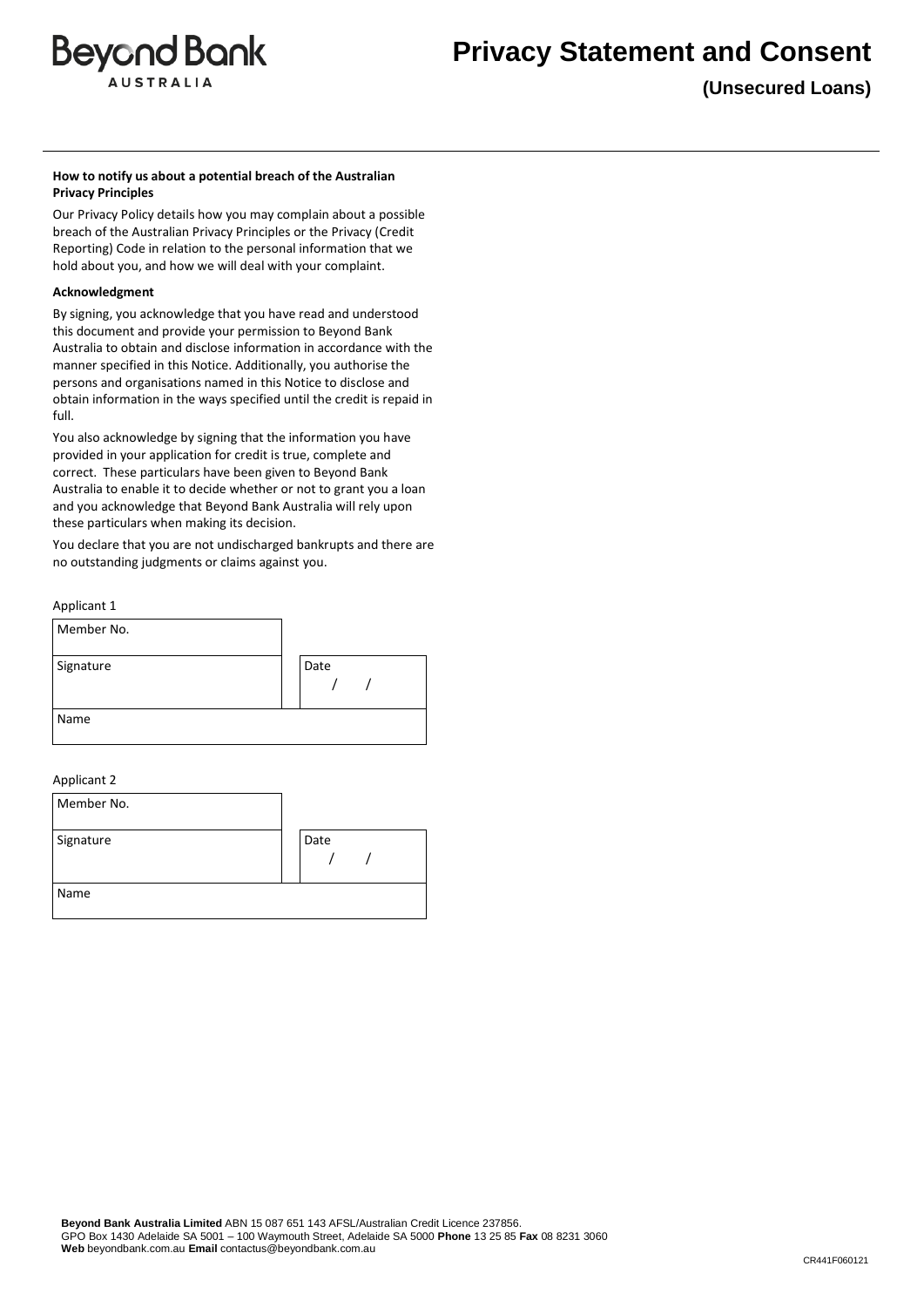### How to notify us about a potential breach of the Australian Privacy Principles

Our Privacy Policy details how you may complain about a possible breach of the Australian Privacy Principles or the Privacy (Credit Reporting) Code in relation to the personal information that we hold about you, and how we will deal with your complaint.

### Acknowledgment

By signing, you acknowledge that you have read and understood this document and provide your permission to Beyond Bank Australia to obtain and disclose information in accordance with the manner specified in this Notice. Additionally, you authorise the persons and organisations named in this Notice to disclose and obtain information in the ways specified until the credit is repaid in full.

You also acknowledge by signing that the information you have provided in your application for credit is true, complete and correct. These particulars have been given to Beyond Bank Australia to enable it to decide whether or not to grant you a loan and you acknowledge that Beyond Bank Australia will rely upon these particulars when making its decision.

You declare that you are not undischarged bankrupts and there are no outstanding judgments or claims against you.

Applicant 1

| | |
|---|---|
| Member No. | |
| Signature | Date / / |
| Name | |

Applicant 2

| | |
|---|---|
| Member No. | |
| Signature | Date / / |
| Name | |

**Beyond Bank Australia Limited** ABN 15 087 651 143 AFSL/Australian Credit Licence 237856.
GPO Box 1430 Adelaide SA 5001 – 100 Waymouth Street, Adelaide SA 5000 **Phone** 13 25 85 **Fax** 08 8231 3060
**Web** beyondbank.com.au **Email** contactus@beyondbank.com.au

CR441F060121